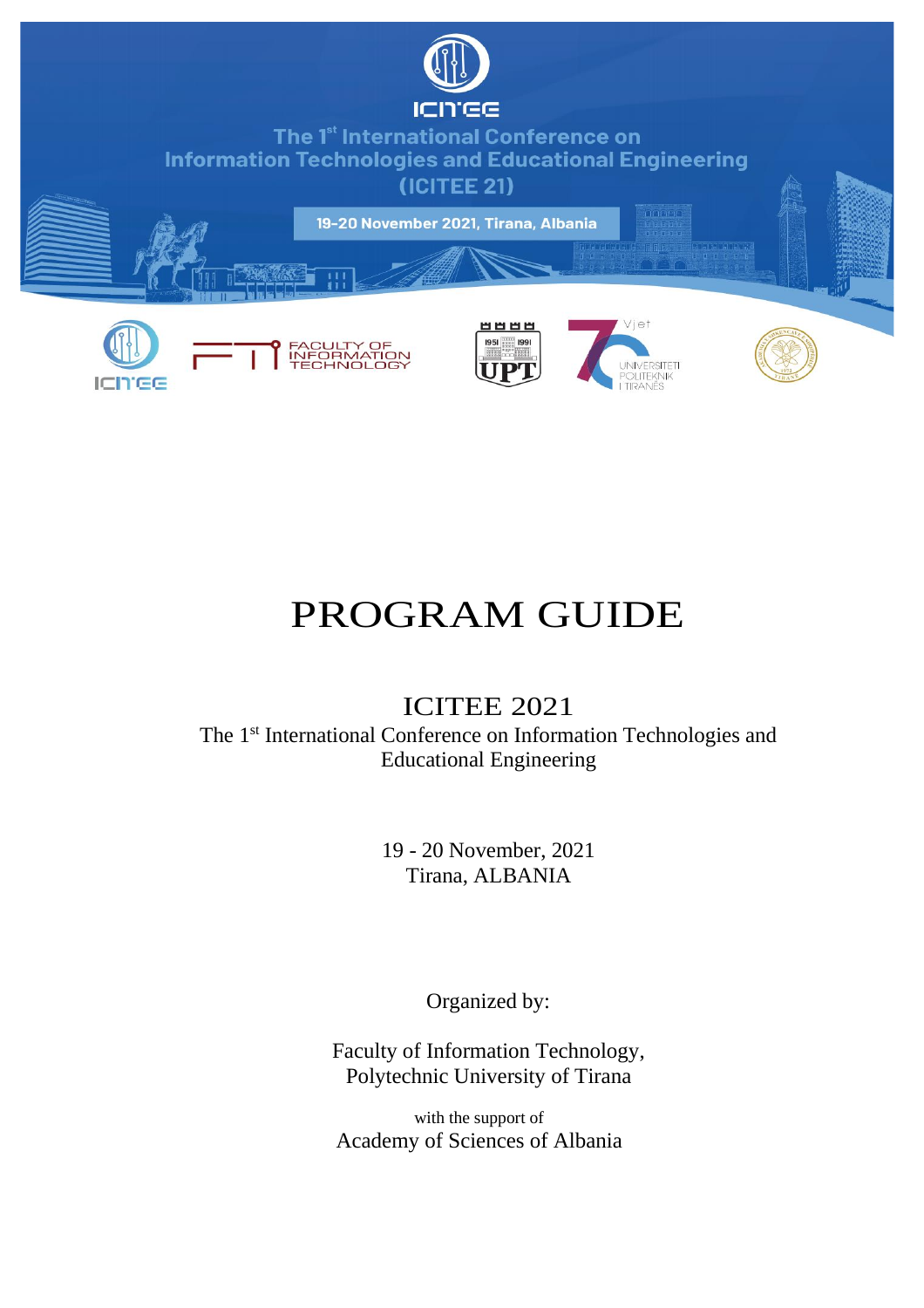ICITEE

The 1st International Conference on Information Technologies and Educational Engineering (ICITEE 21)

19-20 November 2021, Tirana, Albania

# PROGRAM GUIDE

## ICITEE 2021

The 1st International Conference on Information Technologies and Educational Engineering

19 - 20 November, 2021
Tirana, ALBANIA

Organized by:

Faculty of Information Technology,
Polytechnic University of Tirana

with the support of
Academy of Sciences of Albania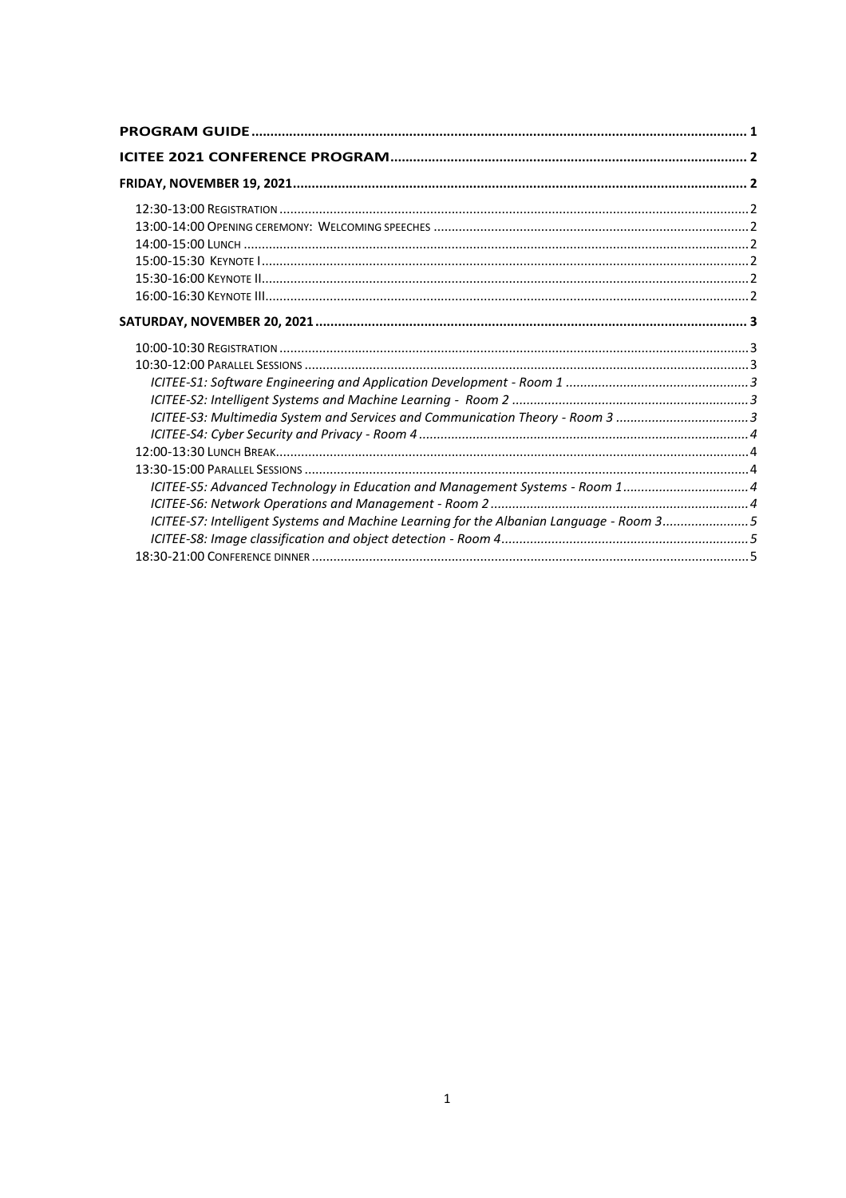**PROGRAM GUIDE** .......... 1

**ICITEE 2021 CONFERENCE PROGRAM** .......... 2

**FRIDAY, NOVEMBER 19, 2021** .......... 2

- 12:30-13:00 Registration .......... 2
- 13:00-14:00 Opening ceremony: Welcoming speeches .......... 2
- 14:00-15:00 Lunch .......... 2
- 15:00-15:30 Keynote I .......... 2
- 15:30-16:00 Keynote II .......... 2
- 16:00-16:30 Keynote III .......... 2

**SATURDAY, NOVEMBER 20, 2021** .......... 3

- 10:00-10:30 Registration .......... 3
- 10:30-12:00 Parallel Sessions .......... 3
  - *ICITEE-S1: Software Engineering and Application Development - Room 1* .......... 3
  - *ICITEE-S2: Intelligent Systems and Machine Learning - Room 2* .......... 3
  - *ICITEE-S3: Multimedia System and Services and Communication Theory - Room 3* .......... 3
  - *ICITEE-S4: Cyber Security and Privacy - Room 4* .......... 4
- 12:00-13:30 Lunch Break .......... 4
- 13:30-15:00 Parallel Sessions .......... 4
  - *ICITEE-S5: Advanced Technology in Education and Management Systems - Room 1* .......... 4
  - *ICITEE-S6: Network Operations and Management - Room 2* .......... 4
  - *ICITEE-S7: Intelligent Systems and Machine Learning for the Albanian Language - Room 3* .......... 5
  - *ICITEE-S8: Image classification and object detection - Room 4* .......... 5
- 18:30-21:00 Conference dinner .......... 5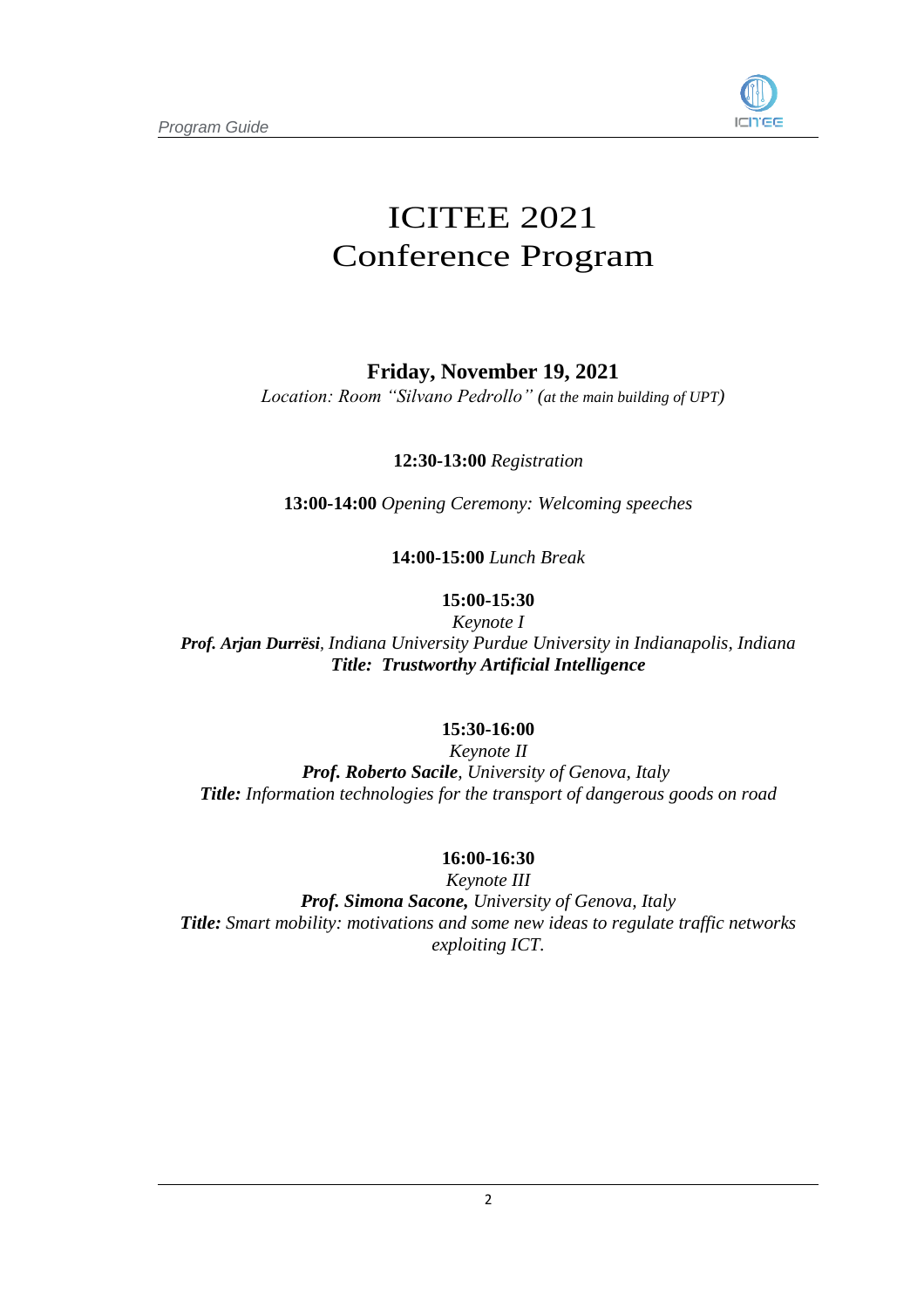# ICITEE 2021
# Conference Program

## Friday, November 19, 2021

*Location: Room "Silvano Pedrollo" (at the main building of UPT)*

**12:30-13:00** *Registration*

**13:00-14:00** *Opening Ceremony: Welcoming speeches*

**14:00-15:00** *Lunch Break*

**15:00-15:30**
*Keynote I*
***Prof. Arjan Durrësi****, Indiana University Purdue University in Indianapolis, Indiana*
***Title: Trustworthy Artificial Intelligence***

**15:30-16:00**
*Keynote II*
***Prof. Roberto Sacile****, University of Genova, Italy*
***Title:*** *Information technologies for the transport of dangerous goods on road*

**16:00-16:30**
*Keynote III*
***Prof. Simona Sacone,*** *University of Genova, Italy*
***Title:*** *Smart mobility: motivations and some new ideas to regulate traffic networks exploiting ICT.*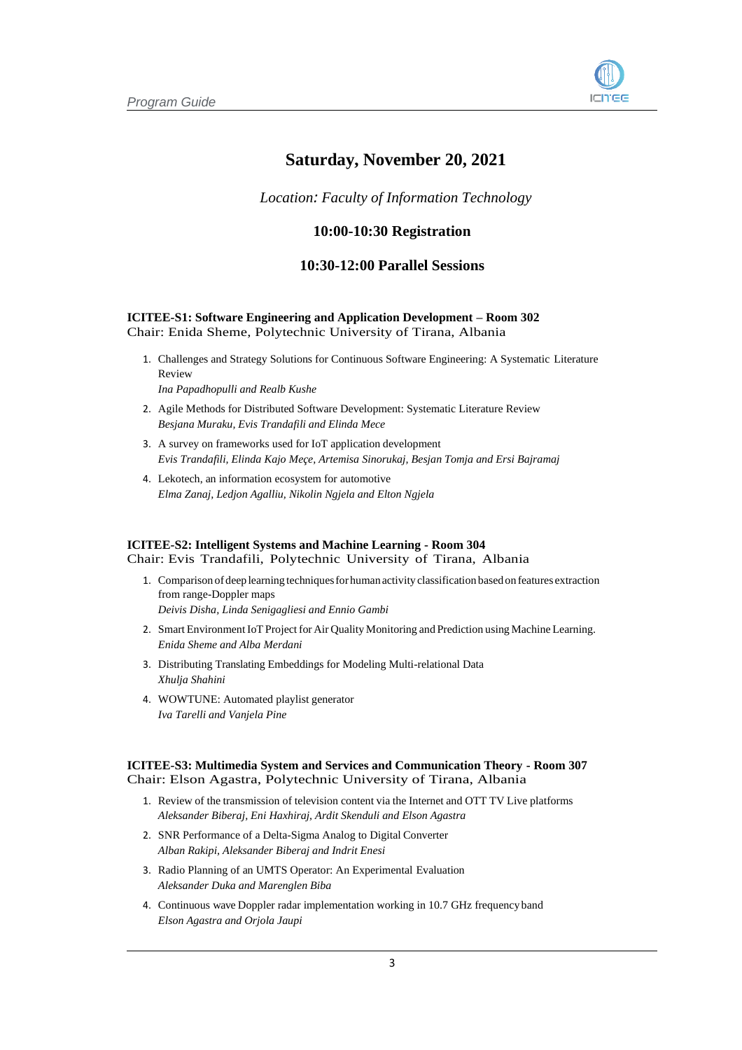# Saturday, November 20, 2021

*Location: Faculty of Information Technology*

### 10:00-10:30 Registration

### 10:30-12:00 Parallel Sessions

**ICITEE-S1: Software Engineering and Application Development – Room 302**
Chair: Enida Sheme, Polytechnic University of Tirana, Albania

1. Challenges and Strategy Solutions for Continuous Software Engineering: A Systematic Literature Review
   *Ina Papadhopulli and Realb Kushe*
2. Agile Methods for Distributed Software Development: Systematic Literature Review
   *Besjana Muraku, Evis Trandafili and Elinda Mece*
3. A survey on frameworks used for IoT application development
   *Evis Trandafili, Elinda Kajo Meçe, Artemisa Sinorukaj, Besjan Tomja and Ersi Bajramaj*
4. Lekotech, an information ecosystem for automotive
   *Elma Zanaj, Ledjon Agalliu, Nikolin Ngjela and Elton Ngjela*

**ICITEE-S2: Intelligent Systems and Machine Learning - Room 304**
Chair: Evis Trandafili, Polytechnic University of Tirana, Albania

1. Comparison of deep learning techniques for human activity classification based on features extraction from range-Doppler maps
   *Deivis Disha, Linda Senigagliesi and Ennio Gambi*
2. Smart Environment IoT Project for Air Quality Monitoring and Prediction using Machine Learning.
   *Enida Sheme and Alba Merdani*
3. Distributing Translating Embeddings for Modeling Multi-relational Data
   *Xhulja Shahini*
4. WOWTUNE: Automated playlist generator
   *Iva Tarelli and Vanjela Pine*

**ICITEE-S3: Multimedia System and Services and Communication Theory - Room 307**
Chair: Elson Agastra, Polytechnic University of Tirana, Albania

1. Review of the transmission of television content via the Internet and OTT TV Live platforms
   *Aleksander Biberaj, Eni Haxhiraj, Ardit Skenduli and Elson Agastra*
2. SNR Performance of a Delta-Sigma Analog to Digital Converter
   *Alban Rakipi, Aleksander Biberaj and Indrit Enesi*
3. Radio Planning of an UMTS Operator: An Experimental Evaluation
   *Aleksander Duka and Marenglen Biba*
4. Continuous wave Doppler radar implementation working in 10.7 GHz frequency band
   *Elson Agastra and Orjola Jaupi*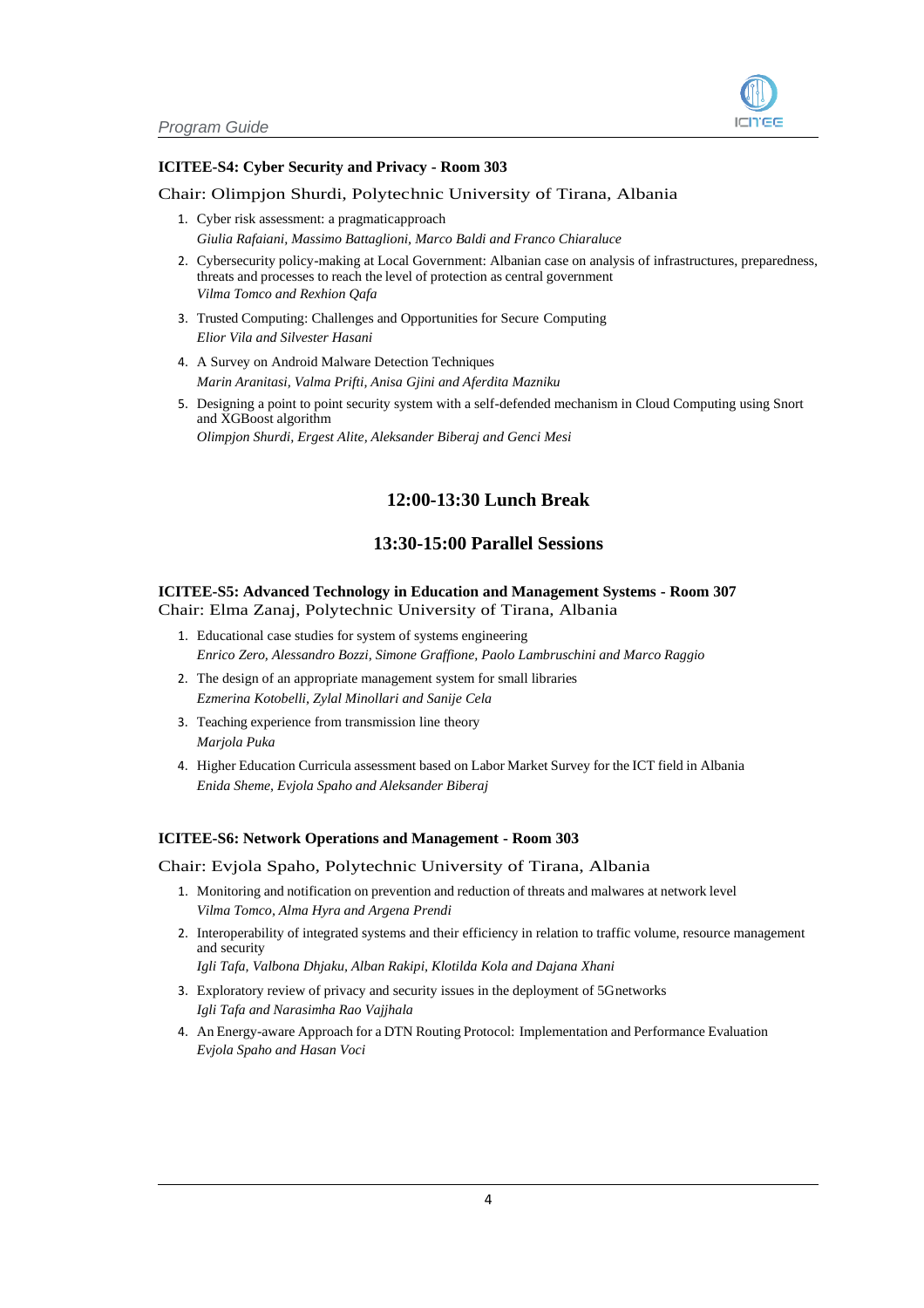### ICITEE-S4: Cyber Security and Privacy - Room 303

Chair: Olimpjon Shurdi, Polytechnic University of Tirana, Albania

1. Cyber risk assessment: a pragmaticapproach
   *Giulia Rafaiani, Massimo Battaglioni, Marco Baldi and Franco Chiaraluce*
2. Cybersecurity policy-making at Local Government: Albanian case on analysis of infrastructures, preparedness, threats and processes to reach the level of protection as central government
   *Vilma Tomco and Rexhion Qafa*
3. Trusted Computing: Challenges and Opportunities for Secure Computing
   *Elior Vila and Silvester Hasani*
4. A Survey on Android Malware Detection Techniques
   *Marin Aranitasi, Valma Prifti, Anisa Gjini and Aferdita Mazniku*
5. Designing a point to point security system with a self-defended mechanism in Cloud Computing using Snort and XGBoost algorithm
   *Olimpjon Shurdi, Ergest Alite, Aleksander Biberaj and Genci Mesi*

## 12:00-13:30 Lunch Break

## 13:30-15:00 Parallel Sessions

### ICITEE-S5: Advanced Technology in Education and Management Systems - Room 307

Chair: Elma Zanaj, Polytechnic University of Tirana, Albania

1. Educational case studies for system of systems engineering
   *Enrico Zero, Alessandro Bozzi, Simone Graffione, Paolo Lambruschini and Marco Raggio*
2. The design of an appropriate management system for small libraries
   *Ezmerina Kotobelli, Zylal Minollari and Sanije Cela*
3. Teaching experience from transmission line theory
   *Marjola Puka*
4. Higher Education Curricula assessment based on Labor Market Survey for the ICT field in Albania
   *Enida Sheme, Evjola Spaho and Aleksander Biberaj*

### ICITEE-S6: Network Operations and Management - Room 303

Chair: Evjola Spaho, Polytechnic University of Tirana, Albania

1. Monitoring and notification on prevention and reduction of threats and malwares at network level
   *Vilma Tomco, Alma Hyra and Argena Prendi*
2. Interoperability of integrated systems and their efficiency in relation to traffic volume, resource management and security
   *Igli Tafa, Valbona Dhjaku, Alban Rakipi, Klotilda Kola and Dajana Xhani*
3. Exploratory review of privacy and security issues in the deployment of 5Gnetworks
   *Igli Tafa and Narasimha Rao Vajjhala*
4. An Energy-aware Approach for a DTN Routing Protocol: Implementation and Performance Evaluation
   *Evjola Spaho and Hasan Voci*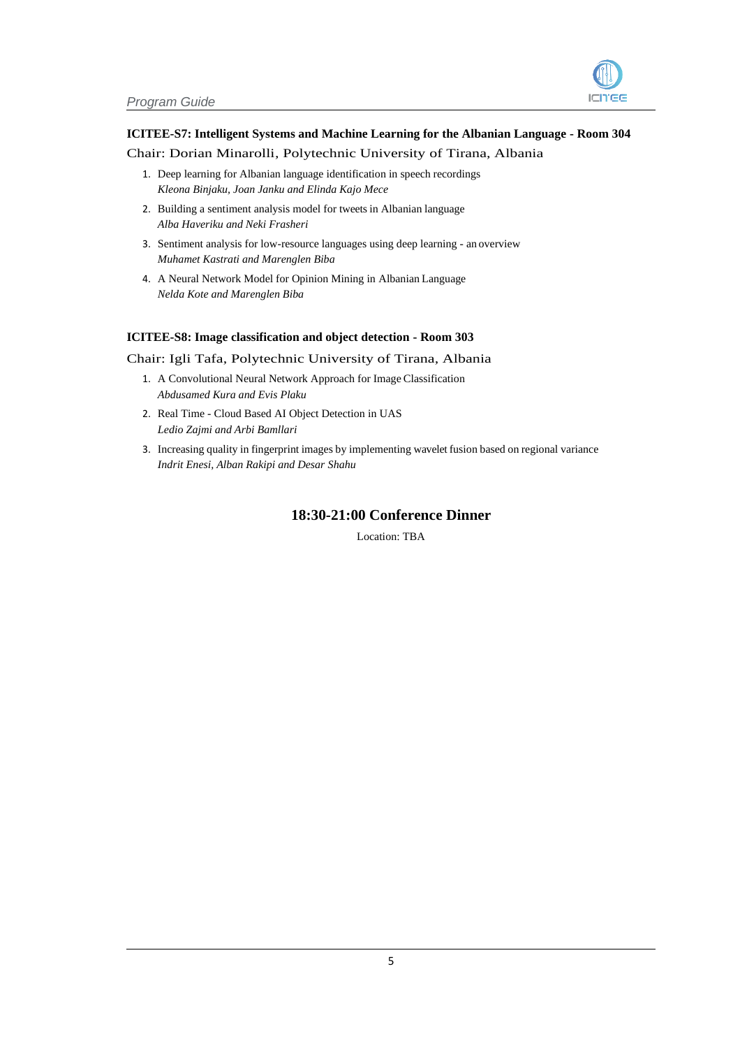### ICITEE-S7: Intelligent Systems and Machine Learning for the Albanian Language - Room 304

Chair: Dorian Minarolli, Polytechnic University of Tirana, Albania

1. Deep learning for Albanian language identification in speech recordings
   *Kleona Binjaku, Joan Janku and Elinda Kajo Mece*
2. Building a sentiment analysis model for tweets in Albanian language
   *Alba Haveriku and Neki Frasheri*
3. Sentiment analysis for low-resource languages using deep learning - an overview
   *Muhamet Kastrati and Marenglen Biba*
4. A Neural Network Model for Opinion Mining in Albanian Language
   *Nelda Kote and Marenglen Biba*

### ICITEE-S8: Image classification and object detection - Room 303

Chair: Igli Tafa, Polytechnic University of Tirana, Albania

1. A Convolutional Neural Network Approach for Image Classification
   *Abdusamed Kura and Evis Plaku*
2. Real Time - Cloud Based AI Object Detection in UAS
   *Ledio Zajmi and Arbi Bamllari*
3. Increasing quality in fingerprint images by implementing wavelet fusion based on regional variance
   *Indrit Enesi, Alban Rakipi and Desar Shahu*

## 18:30-21:00 Conference Dinner

Location: TBA